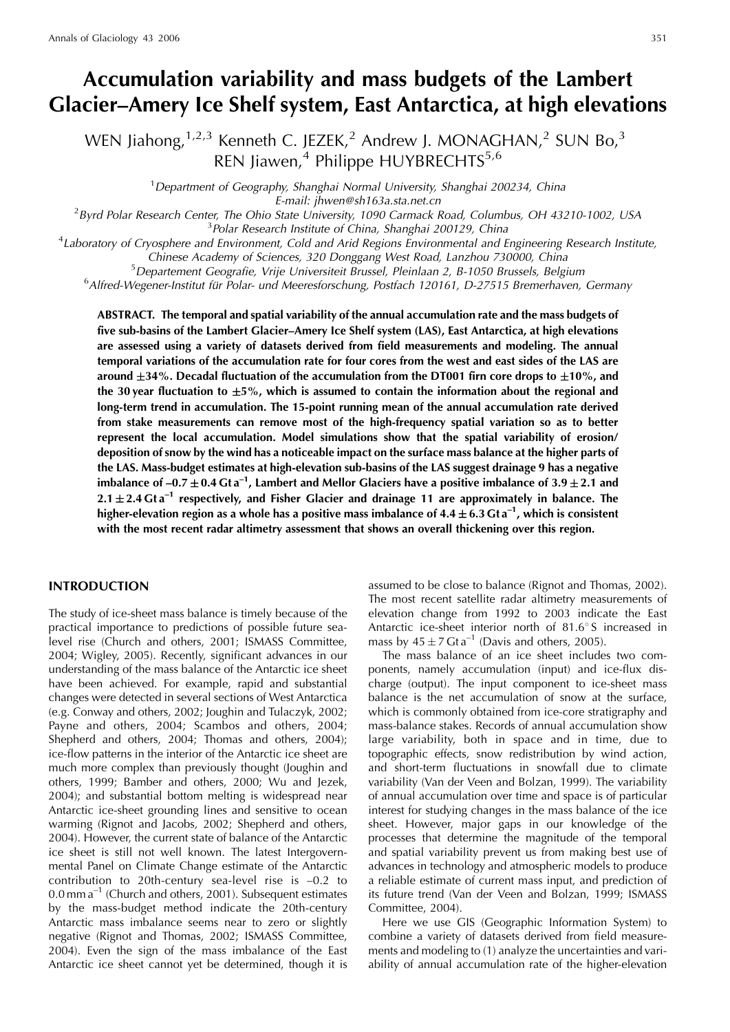# Accumulation variability and mass budgets of the Lambert Glacier–Amery Ice Shelf system, East Antarctica, at high elevations

WEN Jiahong,[1,2,3] Kenneth C. JEZEK,[2] Andrew J. MONAGHAN,[2] SUN Bo,[3] REN Jiawen,[4] Philippe HUYBRECHTS[5,6]

[1]Department of Geography, Shanghai Normal University, Shanghai 200234, China
E-mail: jhwen@sh163a.sta.net.cn

[2]Byrd Polar Research Center, The Ohio State University, 1090 Carmack Road, Columbus, OH 43210-1002, USA

[3]Polar Research Institute of China, Shanghai 200129, China

[4]Laboratory of Cryosphere and Environment, Cold and Arid Regions Environmental and Engineering Research Institute, Chinese Academy of Sciences, 320 Donggang West Road, Lanzhou 730000, China

[5]Departement Geografie, Vrije Universiteit Brussel, Pleinlaan 2, B-1050 Brussels, Belgium

[6]Alfred-Wegener-Institut für Polar- und Meeresforschung, Postfach 120161, D-27515 Bremerhaven, Germany

**ABSTRACT. The temporal and spatial variability of the annual accumulation rate and the mass budgets of five sub-basins of the Lambert Glacier–Amery Ice Shelf system (LAS), East Antarctica, at high elevations are assessed using a variety of datasets derived from field measurements and modeling. The annual temporal variations of the accumulation rate for four cores from the west and east sides of the LAS are around ±34%. Decadal fluctuation of the accumulation from the DT001 firn core drops to ±10%, and the 30 year fluctuation to ±5%, which is assumed to contain the information about the regional and long-term trend in accumulation. The 15-point running mean of the annual accumulation rate derived from stake measurements can remove most of the high-frequency spatial variation so as to better represent the local accumulation. Model simulations show that the spatial variability of erosion/deposition of snow by the wind has a noticeable impact on the surface mass balance at the higher parts of the LAS. Mass-budget estimates at high-elevation sub-basins of the LAS suggest drainage 9 has a negative imbalance of –0.7 ± 0.4 Gt a$^{-1}$, Lambert and Mellor Glaciers have a positive imbalance of 3.9 ± 2.1 and 2.1 ± 2.4 Gt a$^{-1}$ respectively, and Fisher Glacier and drainage 11 are approximately in balance. The higher-elevation region as a whole has a positive mass imbalance of 4.4 ± 6.3 Gt a$^{-1}$, which is consistent with the most recent radar altimetry assessment that shows an overall thickening over this region.**

## INTRODUCTION

The study of ice-sheet mass balance is timely because of the practical importance to predictions of possible future sea-level rise (Church and others, 2001; ISMASS Committee, 2004; Wigley, 2005). Recently, significant advances in our understanding of the mass balance of the Antarctic ice sheet have been achieved. For example, rapid and substantial changes were detected in several sections of West Antarctica (e.g. Conway and others, 2002; Joughin and Tulaczyk, 2002; Payne and others, 2004; Scambos and others, 2004; Shepherd and others, 2004; Thomas and others, 2004); ice-flow patterns in the interior of the Antarctic ice sheet are much more complex than previously thought (Joughin and others, 1999; Bamber and others, 2000; Wu and Jezek, 2004); and substantial bottom melting is widespread near Antarctic ice-sheet grounding lines and sensitive to ocean warming (Rignot and Jacobs, 2002; Shepherd and others, 2004). However, the current state of balance of the Antarctic ice sheet is still not well known. The latest Intergovernmental Panel on Climate Change estimate of the Antarctic contribution to 20th-century sea-level rise is –0.2 to 0.0 mm a$^{-1}$ (Church and others, 2001). Subsequent estimates by the mass-budget method indicate the 20th-century Antarctic mass imbalance seems near to zero or slightly negative (Rignot and Thomas, 2002; ISMASS Committee, 2004). Even the sign of the mass imbalance of the East Antarctic ice sheet cannot yet be determined, though it is assumed to be close to balance (Rignot and Thomas, 2002). The most recent satellite radar altimetry measurements of elevation change from 1992 to 2003 indicate the East Antarctic ice-sheet interior north of 81.6° S increased in mass by 45 ± 7 Gt a$^{-1}$ (Davis and others, 2005).

The mass balance of an ice sheet includes two components, namely accumulation (input) and ice-flux discharge (output). The input component to ice-sheet mass balance is the net accumulation of snow at the surface, which is commonly obtained from ice-core stratigraphy and mass-balance stakes. Records of annual accumulation show large variability, both in space and in time, due to topographic effects, snow redistribution by wind action, and short-term fluctuations in snowfall due to climate variability (Van der Veen and Bolzan, 1999). The variability of annual accumulation over time and space is of particular interest for studying changes in the mass balance of the ice sheet. However, major gaps in our knowledge of the processes that determine the magnitude of the temporal and spatial variability prevent us from making best use of advances in technology and atmospheric models to produce a reliable estimate of current mass input, and prediction of its future trend (Van der Veen and Bolzan, 1999; ISMASS Committee, 2004).

Here we use GIS (Geographic Information System) to combine a variety of datasets derived from field measurements and modeling to (1) analyze the uncertainties and variability of annual accumulation rate of the higher-elevation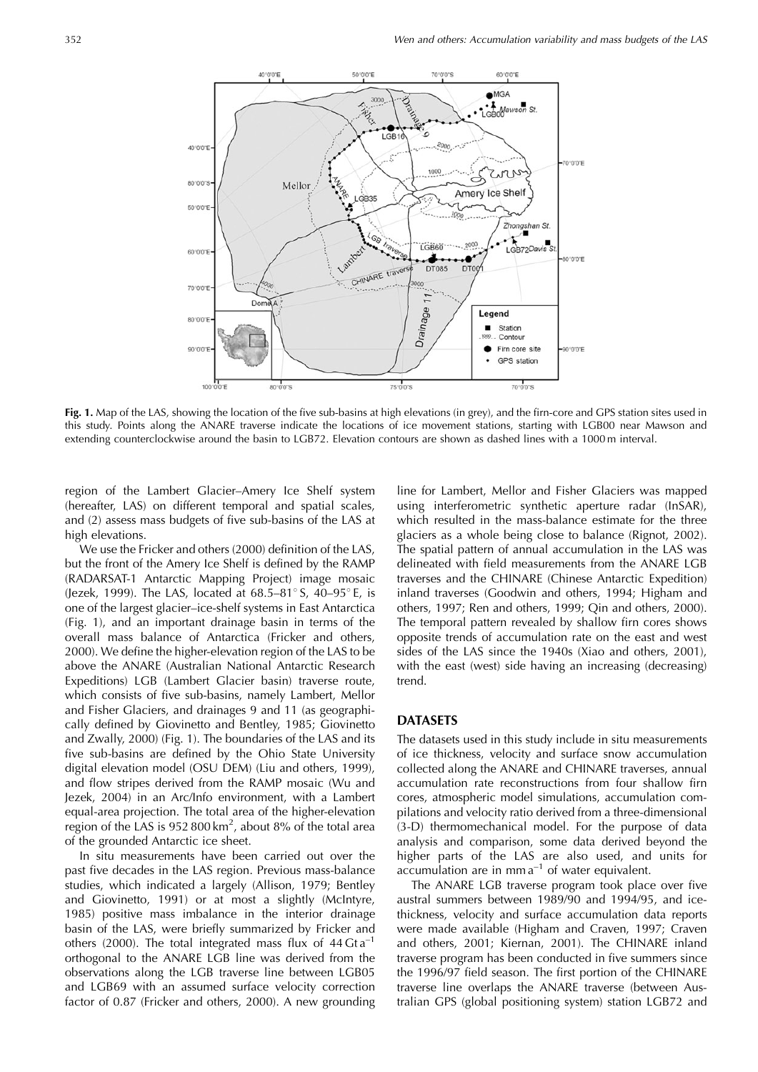**Fig. 1.** Map of the LAS, showing the location of the five sub-basins at high elevations (in grey), and the firn-core and GPS station sites used in this study. Points along the ANARE traverse indicate the locations of ice movement stations, starting with LGB00 near Mawson and extending counterclockwise around the basin to LGB72. Elevation contours are shown as dashed lines with a 1000 m interval.

region of the Lambert Glacier–Amery Ice Shelf system (hereafter, LAS) on different temporal and spatial scales, and (2) assess mass budgets of five sub-basins of the LAS at high elevations.

We use the Fricker and others (2000) definition of the LAS, but the front of the Amery Ice Shelf is defined by the RAMP (RADARSAT-1 Antarctic Mapping Project) image mosaic (Jezek, 1999). The LAS, located at 68.5–81° S, 40–95° E, is one of the largest glacier–ice-shelf systems in East Antarctica (Fig. 1), and an important drainage basin in terms of the overall mass balance of Antarctica (Fricker and others, 2000). We define the higher-elevation region of the LAS to be above the ANARE (Australian National Antarctic Research Expeditions) LGB (Lambert Glacier basin) traverse route, which consists of five sub-basins, namely Lambert, Mellor and Fisher Glaciers, and drainages 9 and 11 (as geographically defined by Giovinetto and Bentley, 1985; Giovinetto and Zwally, 2000) (Fig. 1). The boundaries of the LAS and its five sub-basins are defined by the Ohio State University digital elevation model (OSU DEM) (Liu and others, 1999), and flow stripes derived from the RAMP mosaic (Wu and Jezek, 2004) in an Arc/Info environment, with a Lambert equal-area projection. The total area of the higher-elevation region of the LAS is 952 800 km$^2$, about 8% of the total area of the grounded Antarctic ice sheet.

In situ measurements have been carried out over the past five decades in the LAS region. Previous mass-balance studies, which indicated a largely (Allison, 1979; Bentley and Giovinetto, 1991) or at most a slightly (McIntyre, 1985) positive mass imbalance in the interior drainage basin of the LAS, were briefly summarized by Fricker and others (2000). The total integrated mass flux of 44 Gt a$^{-1}$ orthogonal to the ANARE LGB line was derived from the observations along the LGB traverse line between LGB05 and LGB69 with an assumed surface velocity correction factor of 0.87 (Fricker and others, 2000). A new grounding line for Lambert, Mellor and Fisher Glaciers was mapped using interferometric synthetic aperture radar (InSAR), which resulted in the mass-balance estimate for the three glaciers as a whole being close to balance (Rignot, 2002). The spatial pattern of annual accumulation in the LAS was delineated with field measurements from the ANARE LGB traverses and the CHINARE (Chinese Antarctic Expedition) inland traverses (Goodwin and others, 1994; Higham and others, 1997; Ren and others, 1999; Qin and others, 2000). The temporal pattern revealed by shallow firn cores shows opposite trends of accumulation rate on the east and west sides of the LAS since the 1940s (Xiao and others, 2001), with the east (west) side having an increasing (decreasing) trend.

## DATASETS

The datasets used in this study include in situ measurements of ice thickness, velocity and surface snow accumulation collected along the ANARE and CHINARE traverses, annual accumulation rate reconstructions from four shallow firn cores, atmospheric model simulations, accumulation compilations and velocity ratio derived from a three-dimensional (3-D) thermomechanical model. For the purpose of data analysis and comparison, some data derived beyond the higher parts of the LAS are also used, and units for accumulation are in mm a$^{-1}$ of water equivalent.

The ANARE LGB traverse program took place over five austral summers between 1989/90 and 1994/95, and ice-thickness, velocity and surface accumulation data reports were made available (Higham and Craven, 1997; Craven and others, 2001; Kiernan, 2001). The CHINARE inland traverse program has been conducted in five summers since the 1996/97 field season. The first portion of the CHINARE traverse line overlaps the ANARE traverse (between Australian GPS (global positioning system) station LGB72 and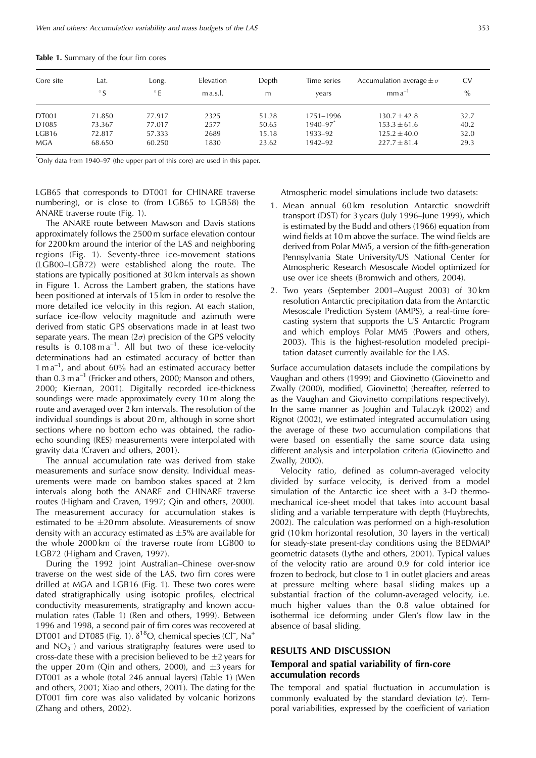**Table 1.** Summary of the four firn cores

| Core site | Lat. °S | Long. °E | Elevation m a.s.l. | Depth m | Time series years | Accumulation average $\pm \sigma$ mm a$^{-1}$ | CV % |
|---|---|---|---|---|---|---|---|
| DT001 | 71.850 | 77.917 | 2325 | 51.28 | 1751–1996 | $130.7 \pm 42.8$ | 32.7 |
| DT085 | 73.367 | 77.017 | 2577 | 50.65 | 1940–97* | $153.3 \pm 61.6$ | 40.2 |
| LGB16 | 72.817 | 57.333 | 2689 | 15.18 | 1933–92 | $125.2 \pm 40.0$ | 32.0 |
| MGA | 68.650 | 60.250 | 1830 | 23.62 | 1942–92 | $227.7 \pm 81.4$ | 29.3 |

*Only data from 1940–97 (the upper part of this core) are used in this paper.

LGB65 that corresponds to DT001 for CHINARE traverse numbering), or is close to (from LGB65 to LGB58) the ANARE traverse route (Fig. 1).

The ANARE route between Mawson and Davis stations approximately follows the 2500 m surface elevation contour for 2200 km around the interior of the LAS and neighboring regions (Fig. 1). Seventy-three ice-movement stations (LGB00–LGB72) were established along the route. The stations are typically positioned at 30 km intervals as shown in Figure 1. Across the Lambert graben, the stations have been positioned at intervals of 15 km in order to resolve the more detailed ice velocity in this region. At each station, surface ice-flow velocity magnitude and azimuth were derived from static GPS observations made in at least two separate years. The mean ($2\sigma$) precision of the GPS velocity results is 0.108 m a$^{-1}$. All but two of these ice-velocity determinations had an estimated accuracy of better than 1 m a$^{-1}$, and about 60% had an estimated accuracy better than 0.3 m a$^{-1}$ (Fricker and others, 2000; Manson and others, 2000; Kiernan, 2001). Digitally recorded ice-thickness soundings were made approximately every 10 m along the route and averaged over 2 km intervals. The resolution of the individual soundings is about 20 m, although in some short sections where no bottom echo was obtained, the radio-echo sounding (RES) measurements were interpolated with gravity data (Craven and others, 2001).

The annual accumulation rate was derived from stake measurements and surface snow density. Individual measurements were made on bamboo stakes spaced at 2 km intervals along both the ANARE and CHINARE traverse routes (Higham and Craven, 1997; Qin and others, 2000). The measurement accuracy for accumulation stakes is estimated to be $\pm 20$ mm absolute. Measurements of snow density with an accuracy estimated as $\pm 5\%$ are available for the whole 2000 km of the traverse route from LGB00 to LGB72 (Higham and Craven, 1997).

During the 1992 joint Australian–Chinese over-snow traverse on the west side of the LAS, two firn cores were drilled at MGA and LGB16 (Fig. 1). These two cores were dated stratigraphically using isotopic profiles, electrical conductivity measurements, stratigraphy and known accumulation rates (Table 1) (Ren and others, 1999). Between 1996 and 1998, a second pair of firn cores was recovered at DT001 and DT085 (Fig. 1). $\delta^{18}O$, chemical species ($Cl^-$, $Na^+$ and $NO_3^-$) and various stratigraphy features were used to cross-date these with a precision believed to be $\pm 2$ years for the upper 20 m (Qin and others, 2000), and $\pm 3$ years for DT001 as a whole (total 246 annual layers) (Table 1) (Wen and others, 2001; Xiao and others, 2001). The dating for the DT001 firn core was also validated by volcanic horizons (Zhang and others, 2002).

Atmospheric model simulations include two datasets:

1. Mean annual 60 km resolution Antarctic snowdrift transport (DST) for 3 years (July 1996–June 1999), which is estimated by the Budd and others (1966) equation from wind fields at 10 m above the surface. The wind fields are derived from Polar MM5, a version of the fifth-generation Pennsylvania State University/US National Center for Atmospheric Research Mesoscale Model optimized for use over ice sheets (Bromwich and others, 2004).
2. Two years (September 2001–August 2003) of 30 km resolution Antarctic precipitation data from the Antarctic Mesoscale Prediction System (AMPS), a real-time forecasting system that supports the US Antarctic Program and which employs Polar MM5 (Powers and others, 2003). This is the highest-resolution modeled precipitation dataset currently available for the LAS.

Surface accumulation datasets include the compilations by Vaughan and others (1999) and Giovinetto (Giovinetto and Zwally (2000), modified, Giovinetto) (hereafter, referred to as the Vaughan and Giovinetto compilations respectively). In the same manner as Joughin and Tulaczyk (2002) and Rignot (2002), we estimated integrated accumulation using the average of these two accumulation compilations that were based on essentially the same source data using different analysis and interpolation criteria (Giovinetto and Zwally, 2000).

Velocity ratio, defined as column-averaged velocity divided by surface velocity, is derived from a model simulation of the Antarctic ice sheet with a 3-D thermomechanical ice-sheet model that takes into account basal sliding and a variable temperature with depth (Huybrechts, 2002). The calculation was performed on a high-resolution grid (10 km horizontal resolution, 30 layers in the vertical) for steady-state present-day conditions using the BEDMAP geometric datasets (Lythe and others, 2001). Typical values of the velocity ratio are around 0.9 for cold interior ice frozen to bedrock, but close to 1 in outlet glaciers and areas at pressure melting where basal sliding makes up a substantial fraction of the column-averaged velocity, i.e. much higher values than the 0.8 value obtained for isothermal ice deforming under Glen's flow law in the absence of basal sliding.

## RESULTS AND DISCUSSION

### Temporal and spatial variability of firn-core accumulation records

The temporal and spatial fluctuation in accumulation is commonly evaluated by the standard deviation ($\sigma$). Temporal variabilities, expressed by the coefficient of variation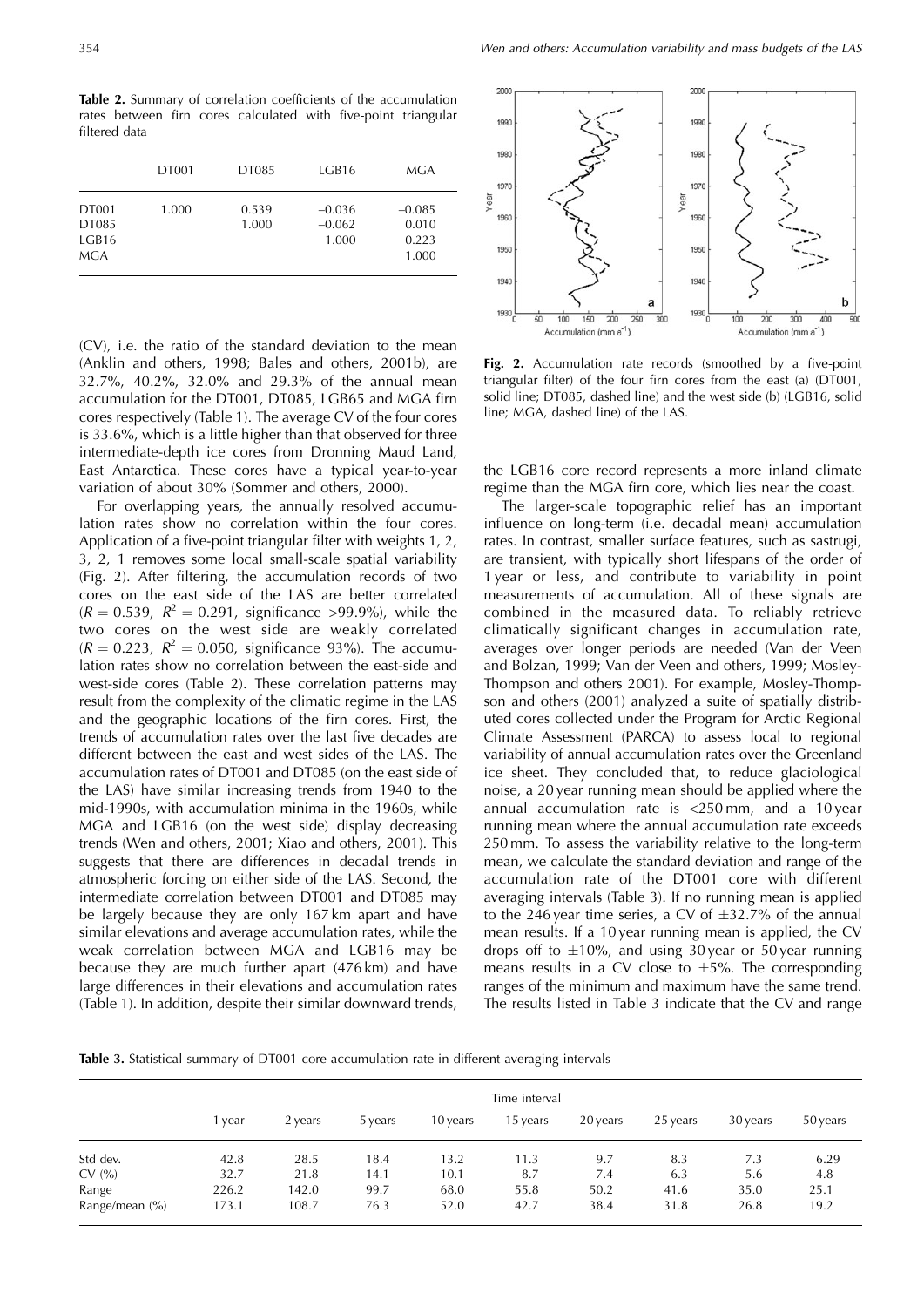**Table 2.** Summary of correlation coefficients of the accumulation rates between firn cores calculated with five-point triangular filtered data

| | DT001 | DT085 | LGB16 | MGA |
|---|---|---|---|---|
| DT001 | 1.000 | 0.539 | −0.036 | −0.085 |
| DT085 | | 1.000 | −0.062 | 0.010 |
| LGB16 | | | 1.000 | 0.223 |
| MGA | | | | 1.000 |

(CV), i.e. the ratio of the standard deviation to the mean (Anklin and others, 1998; Bales and others, 2001b), are 32.7%, 40.2%, 32.0% and 29.3% of the annual mean accumulation for the DT001, DT085, LGB65 and MGA firn cores respectively (Table 1). The average CV of the four cores is 33.6%, which is a little higher than that observed for three intermediate-depth ice cores from Dronning Maud Land, East Antarctica. These cores have a typical year-to-year variation of about 30% (Sommer and others, 2000).

For overlapping years, the annually resolved accumulation rates show no correlation within the four cores. Application of a five-point triangular filter with weights 1, 2, 3, 2, 1 removes some local small-scale spatial variability (Fig. 2). After filtering, the accumulation records of two cores on the east side of the LAS are better correlated ($R = 0.539$, $R^2 = 0.291$, significance >99.9%), while the two cores on the west side are weakly correlated ($R = 0.223$, $R^2 = 0.050$, significance 93%). The accumulation rates show no correlation between the east-side and west-side cores (Table 2). These correlation patterns may result from the complexity of the climatic regime in the LAS and the geographic locations of the firn cores. First, the trends of accumulation rates over the last five decades are different between the east and west sides of the LAS. The accumulation rates of DT001 and DT085 (on the east side of the LAS) have similar increasing trends from 1940 to the mid-1990s, with accumulation minima in the 1960s, while MGA and LGB16 (on the west side) display decreasing trends (Wen and others, 2001; Xiao and others, 2001). This suggests that there are differences in decadal trends in atmospheric forcing on either side of the LAS. Second, the intermediate correlation between DT001 and DT085 may be largely because they are only 167 km apart and have similar elevations and average accumulation rates, while the weak correlation between MGA and LGB16 may be because they are much further apart (476 km) and have large differences in their elevations and accumulation rates (Table 1). In addition, despite their similar downward trends, the LGB16 core record represents a more inland climate regime than the MGA firn core, which lies near the coast.

**Fig. 2.** Accumulation rate records (smoothed by a five-point triangular filter) of the four firn cores from the east (a) (DT001, solid line; DT085, dashed line) and the west side (b) (LGB16, solid line; MGA, dashed line) of the LAS.

The larger-scale topographic relief has an important influence on long-term (i.e. decadal mean) accumulation rates. In contrast, smaller surface features, such as sastrugi, are transient, with typically short lifespans of the order of 1 year or less, and contribute to variability in point measurements of accumulation. All of these signals are combined in the measured data. To reliably retrieve climatically significant changes in accumulation rate, averages over longer periods are needed (Van der Veen and Bolzan, 1999; Van der Veen and others, 1999; Mosley-Thompson and others 2001). For example, Mosley-Thompson and others (2001) analyzed a suite of spatially distributed cores collected under the Program for Arctic Regional Climate Assessment (PARCA) to assess local to regional variability of annual accumulation rates over the Greenland ice sheet. They concluded that, to reduce glaciological noise, a 20 year running mean should be applied where the annual accumulation rate is <250 mm, and a 10 year running mean where the annual accumulation rate exceeds 250 mm. To assess the variability relative to the long-term mean, we calculate the standard deviation and range of the accumulation rate of the DT001 core with different averaging intervals (Table 3). If no running mean is applied to the 246 year time series, a CV of ±32.7% of the annual mean results. If a 10 year running mean is applied, the CV drops off to ±10%, and using 30 year or 50 year running means results in a CV close to ±5%. The corresponding ranges of the minimum and maximum have the same trend. The results listed in Table 3 indicate that the CV and range

**Table 3.** Statistical summary of DT001 core accumulation rate in different averaging intervals

| | Time interval | | | | | | | | |
|---|---|---|---|---|---|---|---|---|---|
| | 1 year | 2 years | 5 years | 10 years | 15 years | 20 years | 25 years | 30 years | 50 years |
| Std dev. | 42.8 | 28.5 | 18.4 | 13.2 | 11.3 | 9.7 | 8.3 | 7.3 | 6.29 |
| CV (%) | 32.7 | 21.8 | 14.1 | 10.1 | 8.7 | 7.4 | 6.3 | 5.6 | 4.8 |
| Range | 226.2 | 142.0 | 99.7 | 68.0 | 55.8 | 50.2 | 41.6 | 35.0 | 25.1 |
| Range/mean (%) | 173.1 | 108.7 | 76.3 | 52.0 | 42.7 | 38.4 | 31.8 | 26.8 | 19.2 |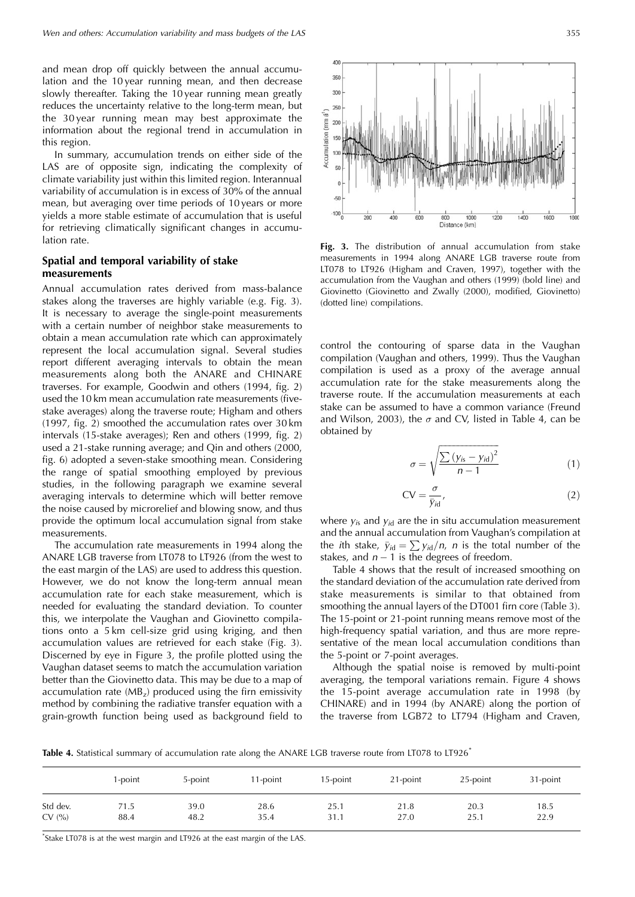and mean drop off quickly between the annual accumulation and the 10 year running mean, and then decrease slowly thereafter. Taking the 10 year running mean greatly reduces the uncertainty relative to the long-term mean, but the 30 year running mean may best approximate the information about the regional trend in accumulation in this region.

In summary, accumulation trends on either side of the LAS are of opposite sign, indicating the complexity of climate variability just within this limited region. Interannual variability of accumulation is in excess of 30% of the annual mean, but averaging over time periods of 10 years or more yields a more stable estimate of accumulation that is useful for retrieving climatically significant changes in accumulation rate.

## Spatial and temporal variability of stake measurements

Annual accumulation rates derived from mass-balance stakes along the traverses are highly variable (e.g. Fig. 3). It is necessary to average the single-point measurements with a certain number of neighbor stake measurements to obtain a mean accumulation rate which can approximately represent the local accumulation signal. Several studies report different averaging intervals to obtain the mean measurements along both the ANARE and CHINARE traverses. For example, Goodwin and others (1994, fig. 2) used the 10 km mean accumulation rate measurements (five-stake averages) along the traverse route; Higham and others (1997, fig. 2) smoothed the accumulation rates over 30 km intervals (15-stake averages); Ren and others (1999, fig. 2) used a 21-stake running average; and Qin and others (2000, fig. 6) adopted a seven-stake smoothing mean. Considering the range of spatial smoothing employed by previous studies, in the following paragraph we examine several averaging intervals to determine which will better remove the noise caused by microrelief and blowing snow, and thus provide the optimum local accumulation signal from stake measurements.

The accumulation rate measurements in 1994 along the ANARE LGB traverse from LT078 to LT926 (from the west to the east margin of the LAS) are used to address this question. However, we do not know the long-term annual mean accumulation rate for each stake measurement, which is needed for evaluating the standard deviation. To counter this, we interpolate the Vaughan and Giovinetto compilations onto a 5 km cell-size grid using kriging, and then accumulation values are retrieved for each stake (Fig. 3). Discerned by eye in Figure 3, the profile plotted using the Vaughan dataset seems to match the accumulation variation better than the Giovinetto data. This may be due to a map of accumulation rate ($MB_z$) produced using the firn emissivity method by combining the radiative transfer equation with a grain-growth function being used as background field to control the contouring of sparse data in the Vaughan compilation (Vaughan and others, 1999). Thus the Vaughan compilation is used as a proxy of the average annual accumulation rate for the stake measurements along the traverse route. If the accumulation measurements at each stake can be assumed to have a common variance (Freund and Wilson, 2003), the $\sigma$ and CV, listed in Table 4, can be obtained by

$$\sigma = \sqrt{\frac{\sum (y_{is} - y_{id})^2}{n-1}} \tag{1}$$

$$\mathrm{CV} = \frac{\sigma}{\bar{y}_{id}}, \tag{2}$$

where $y_{is}$ and $y_{id}$ are the in situ accumulation measurement and the annual accumulation from Vaughan's compilation at the $i$th stake, $\bar{y}_{id} = \sum y_{id}/n$, $n$ is the total number of the stakes, and $n-1$ is the degrees of freedom.

Table 4 shows that the result of increased smoothing on the standard deviation of the accumulation rate derived from stake measurements is similar to that obtained from smoothing the annual layers of the DT001 firn core (Table 3). The 15-point or 21-point running means remove most of the high-frequency spatial variation, and thus are more representative of the mean local accumulation conditions than the 5-point or 7-point averages.

Although the spatial noise is removed by multi-point averaging, the temporal variations remain. Figure 4 shows the 15-point average accumulation rate in 1998 (by CHINARE) and in 1994 (by ANARE) along the portion of the traverse from LGB72 to LT794 (Higham and Craven,

**Fig. 3.** The distribution of annual accumulation from stake measurements in 1994 along ANARE LGB traverse route from LT078 to LT926 (Higham and Craven, 1997), together with the accumulation from the Vaughan and others (1999) (bold line) and Giovinetto (Giovinetto and Zwally (2000), modified, Giovinetto) (dotted line) compilations.

**Table 4.** Statistical summary of accumulation rate along the ANARE LGB traverse route from LT078 to LT926*

| | 1-point | 5-point | 11-point | 15-point | 21-point | 25-point | 31-point |
|---|---|---|---|---|---|---|---|
| Std dev. | 71.5 | 39.0 | 28.6 | 25.1 | 21.8 | 20.3 | 18.5 |
| CV (%) | 88.4 | 48.2 | 35.4 | 31.1 | 27.0 | 25.1 | 22.9 |

*Stake LT078 is at the west margin and LT926 at the east margin of the LAS.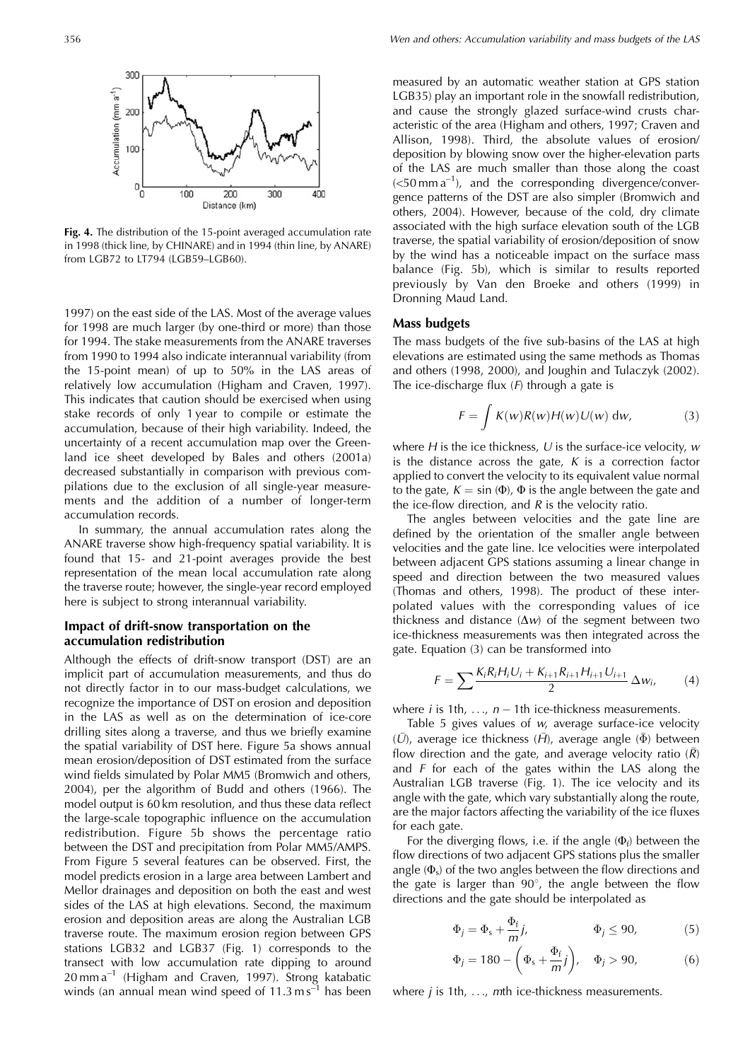Fig. 4. The distribution of the 15-point averaged accumulation rate in 1998 (thick line, by CHINARE) and in 1994 (thin line, by ANARE) from LGB72 to LT794 (LGB59–LGB60).

1997) on the east side of the LAS. Most of the average values for 1998 are much larger (by one-third or more) than those for 1994. The stake measurements from the ANARE traverses from 1990 to 1994 also indicate interannual variability (from the 15-point mean) of up to 50% in the LAS areas of relatively low accumulation (Higham and Craven, 1997). This indicates that caution should be exercised when using stake records of only 1 year to compile or estimate the accumulation, because of their high variability. Indeed, the uncertainty of a recent accumulation map over the Greenland ice sheet developed by Bales and others (2001a) decreased substantially in comparison with previous compilations due to the exclusion of all single-year measurements and the addition of a number of longer-term accumulation records.

In summary, the annual accumulation rates along the ANARE traverse show high-frequency spatial variability. It is found that 15- and 21-point averages provide the best representation of the mean local accumulation rate along the traverse route; however, the single-year record employed here is subject to strong interannual variability.

## Impact of drift-snow transportation on the accumulation redistribution

Although the effects of drift-snow transport (DST) are an implicit part of accumulation measurements, and thus do not directly factor in to our mass-budget calculations, we recognize the importance of DST on erosion and deposition in the LAS as well as on the determination of ice-core drilling sites along a traverse, and thus we briefly examine the spatial variability of DST here. Figure 5a shows annual mean erosion/deposition of DST estimated from the surface wind fields simulated by Polar MM5 (Bromwich and others, 2004), per the algorithm of Budd and others (1966). The model output is 60 km resolution, and thus these data reflect the large-scale topographic influence on the accumulation redistribution. Figure 5b shows the percentage ratio between the DST and precipitation from Polar MM5/AMPS. From Figure 5 several features can be observed. First, the model predicts erosion in a large area between Lambert and Mellor drainages and deposition on both the east and west sides of the LAS at high elevations. Second, the maximum erosion and deposition areas are along the Australian LGB traverse route. The maximum erosion region between GPS stations LGB32 and LGB37 (Fig. 1) corresponds to the transect with low accumulation rate dipping to around 20 mm a$^{-1}$ (Higham and Craven, 1997). Strong katabatic winds (an annual mean wind speed of 11.3 m s$^{-1}$ has been measured by an automatic weather station at GPS station LGB35) play an important role in the snowfall redistribution, and cause the strongly glazed surface-wind crusts characteristic of the area (Higham and others, 1997; Craven and Allison, 1998). Third, the absolute values of erosion/deposition by blowing snow over the higher-elevation parts of the LAS are much smaller than those along the coast (<50 mm a$^{-1}$), and the corresponding divergence/convergence patterns of the DST are also simpler (Bromwich and others, 2004). However, because of the cold, dry climate associated with the high surface elevation south of the LGB traverse, the spatial variability of erosion/deposition of snow by the wind has a noticeable impact on the surface mass balance (Fig. 5b), which is similar to results reported previously by Van den Broeke and others (1999) in Dronning Maud Land.

## Mass budgets

The mass budgets of the five sub-basins of the LAS at high elevations are estimated using the same methods as Thomas and others (1998, 2000), and Joughin and Tulaczyk (2002). The ice-discharge flux ($F$) through a gate is

$$F = \int K(w)R(w)H(w)U(w)\,\mathrm{d}w, \tag{3}$$

where $H$ is the ice thickness, $U$ is the surface-ice velocity, $w$ is the distance across the gate, $K$ is a correction factor applied to convert the velocity to its equivalent value normal to the gate, $K = \sin(\Phi)$, $\Phi$ is the angle between the gate and the ice-flow direction, and $R$ is the velocity ratio.

The angles between velocities and the gate line are defined by the orientation of the smaller angle between velocities and the gate line. Ice velocities were interpolated between adjacent GPS stations assuming a linear change in speed and direction between the two measured values (Thomas and others, 1998). The product of these interpolated values with the corresponding values of ice thickness and distance ($\Delta w$) of the segment between two ice-thickness measurements was then integrated across the gate. Equation (3) can be transformed into

$$F = \sum \frac{K_i R_i H_i U_i + K_{i+1} R_{i+1} H_{i+1} U_{i+1}}{2} \Delta w_i, \tag{4}$$

where $i$ is 1th, …, $n-1$th ice-thickness measurements.

Table 5 gives values of $w$, average surface-ice velocity ($\bar{U}$), average ice thickness ($\bar{H}$), average angle ($\bar{\Phi}$) between flow direction and the gate, and average velocity ratio ($\bar{R}$) and $F$ for each of the gates within the LAS along the Australian LGB traverse (Fig. 1). The ice velocity and its angle with the gate, which vary substantially along the route, are the major factors affecting the variability of the ice fluxes for each gate.

For the diverging flows, i.e. if the angle ($\Phi_f$) between the flow directions of two adjacent GPS stations plus the smaller angle ($\Phi_s$) of the two angles between the flow directions and the gate is larger than 90°, the angle between the flow directions and the gate should be interpolated as

$$\Phi_j = \Phi_s + \frac{\Phi_f}{m} j, \qquad \Phi_j \le 90, \tag{5}$$

$$\Phi_j = 180 - \left(\Phi_s + \frac{\Phi_f}{m} j\right), \quad \Phi_j > 90, \tag{6}$$

where $j$ is 1th, …, $m$th ice-thickness measurements.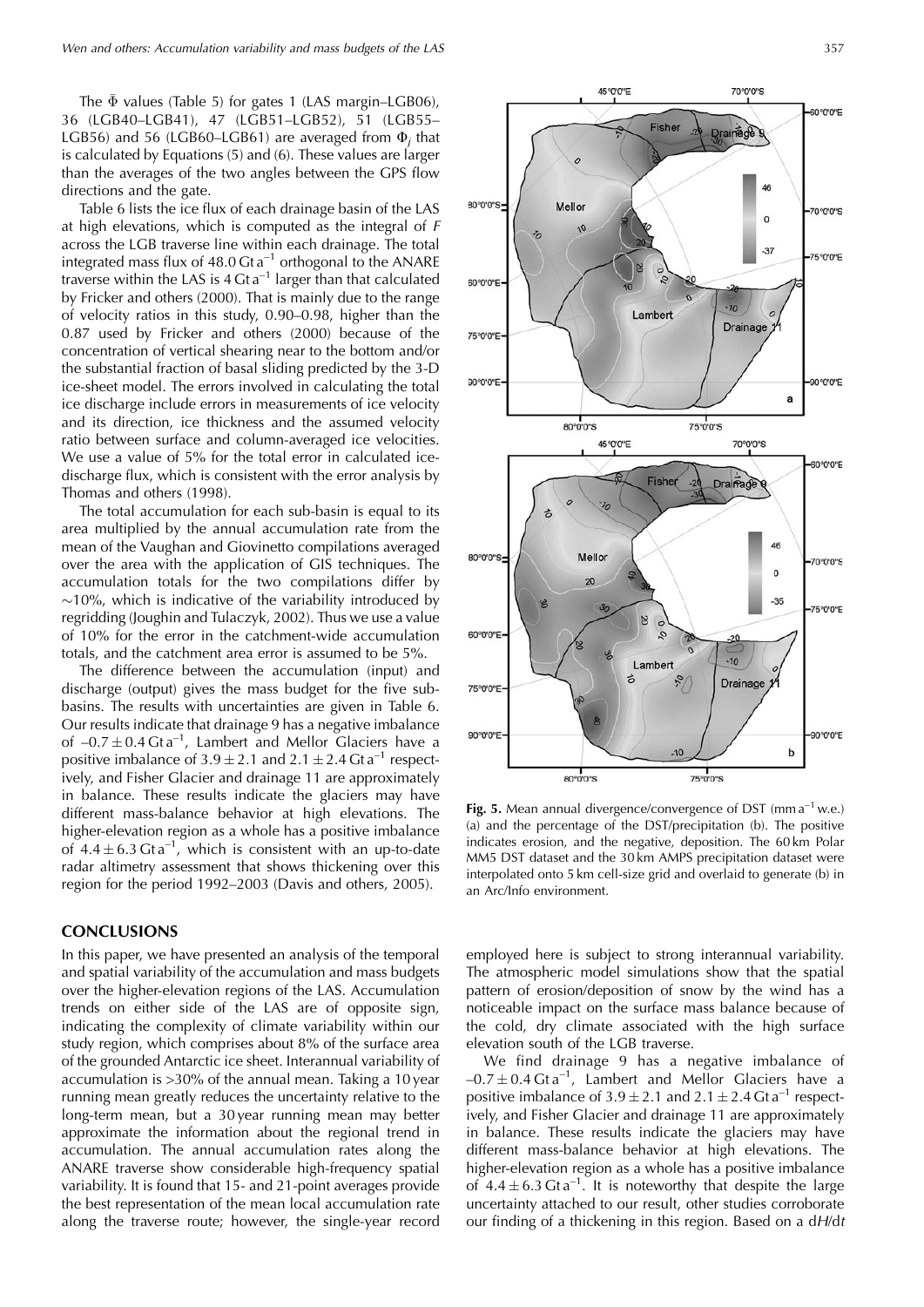The $\bar{\Phi}$ values (Table 5) for gates 1 (LAS margin–LGB06), 36 (LGB40–LGB41), 47 (LGB51–LGB52), 51 (LGB55–LGB56) and 56 (LGB60–LGB61) are averaged from $\Phi_j$ that is calculated by Equations (5) and (6). These values are larger than the averages of the two angles between the GPS flow directions and the gate.

Table 6 lists the ice flux of each drainage basin of the LAS at high elevations, which is computed as the integral of $F$ across the LGB traverse line within each drainage. The total integrated mass flux of 48.0 Gt a$^{-1}$ orthogonal to the ANARE traverse within the LAS is 4 Gt a$^{-1}$ larger than that calculated by Fricker and others (2000). That is mainly due to the range of velocity ratios in this study, 0.90–0.98, higher than the 0.87 used by Fricker and others (2000) because of the concentration of vertical shearing near to the bottom and/or the substantial fraction of basal sliding predicted by the 3-D ice-sheet model. The errors involved in calculating the total ice discharge include errors in measurements of ice velocity and its direction, ice thickness and the assumed velocity ratio between surface and column-averaged ice velocities. We use a value of 5% for the total error in calculated ice-discharge flux, which is consistent with the error analysis by Thomas and others (1998).

The total accumulation for each sub-basin is equal to its area multiplied by the annual accumulation rate from the mean of the Vaughan and Giovinetto compilations averaged over the area with the application of GIS techniques. The accumulation totals for the two compilations differ by ~10%, which is indicative of the variability introduced by regridding (Joughin and Tulaczyk, 2002). Thus we use a value of 10% for the error in the catchment-wide accumulation totals, and the catchment area error is assumed to be 5%.

The difference between the accumulation (input) and discharge (output) gives the mass budget for the five sub-basins. The results with uncertainties are given in Table 6. Our results indicate that drainage 9 has a negative imbalance of $-0.7 \pm 0.4$ Gt a$^{-1}$, Lambert and Mellor Glaciers have a positive imbalance of $3.9 \pm 2.1$ and $2.1 \pm 2.4$ Gt a$^{-1}$ respectively, and Fisher Glacier and drainage 11 are approximately in balance. These results indicate the glaciers may have different mass-balance behavior at high elevations. The higher-elevation region as a whole has a positive imbalance of $4.4 \pm 6.3$ Gt a$^{-1}$, which is consistent with an up-to-date radar altimetry assessment that shows thickening over this region for the period 1992–2003 (Davis and others, 2005).

**Fig. 5.** Mean annual divergence/convergence of DST (mm a$^{-1}$ w.e.) (a) and the percentage of the DST/precipitation (b). The positive indicates erosion, and the negative, deposition. The 60 km Polar MM5 DST dataset and the 30 km AMPS precipitation dataset were interpolated onto 5 km cell-size grid and overlaid to generate (b) in an Arc/Info environment.

## CONCLUSIONS

In this paper, we have presented an analysis of the temporal and spatial variability of the accumulation and mass budgets over the higher-elevation regions of the LAS. Accumulation trends on either side of the LAS are of opposite sign, indicating the complexity of climate variability within our study region, which comprises about 8% of the surface area of the grounded Antarctic ice sheet. Interannual variability of accumulation is >30% of the annual mean. Taking a 10 year running mean greatly reduces the uncertainty relative to the long-term mean, but a 30 year running mean may better approximate the information about the regional trend in accumulation. The annual accumulation rates along the ANARE traverse show considerable high-frequency spatial variability. It is found that 15- and 21-point averages provide the best representation of the mean local accumulation rate along the traverse route; however, the single-year record employed here is subject to strong interannual variability. The atmospheric model simulations show that the spatial pattern of erosion/deposition of snow by the wind has a noticeable impact on the surface mass balance because of the cold, dry climate associated with the high surface elevation south of the LGB traverse.

We find drainage 9 has a negative imbalance of $-0.7 \pm 0.4$ Gt a$^{-1}$, Lambert and Mellor Glaciers have a positive imbalance of $3.9 \pm 2.1$ and $2.1 \pm 2.4$ Gt a$^{-1}$ respectively, and Fisher Glacier and drainage 11 are approximately in balance. These results indicate the glaciers may have different mass-balance behavior at high elevations. The higher-elevation region as a whole has a positive imbalance of $4.4 \pm 6.3$ Gt a$^{-1}$. It is noteworthy that despite the large uncertainty attached to our result, other studies corroborate our finding of a thickening in this region. Based on a d$H$/d$t$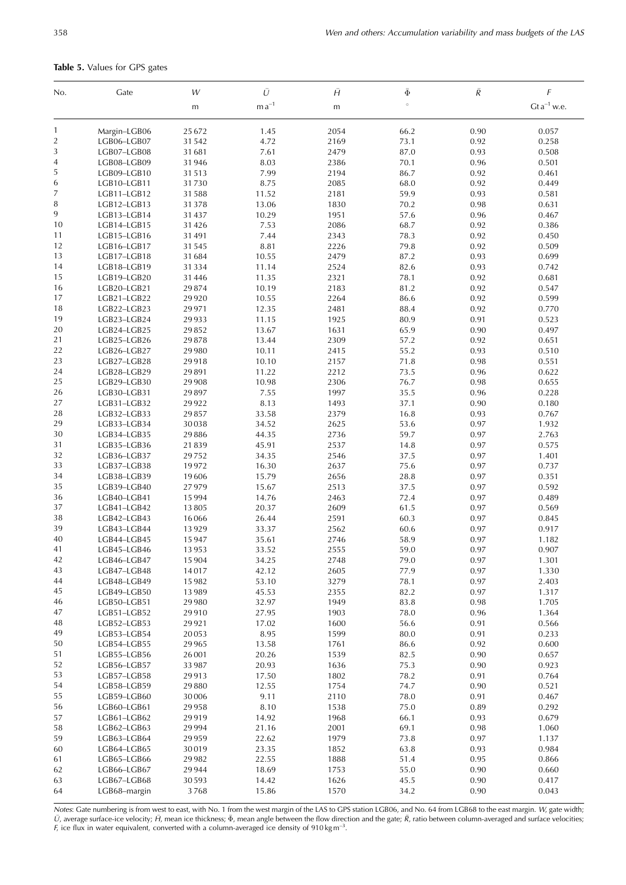**Table 5.** Values for GPS gates

| No. | Gate | $W$ | $\bar{U}$ | $\bar{H}$ | $\bar{\Phi}$ | $\bar{R}$ | $F$ |
|---|---|---|---|---|---|---|---|
| | | m | m a$^{-1}$ | m | ° | | Gt a$^{-1}$ w.e. |
| 1 | Margin–LGB06 | 25 672 | 1.45 | 2054 | 66.2 | 0.90 | 0.057 |
| 2 | LGB06–LGB07 | 31 542 | 4.72 | 2169 | 73.1 | 0.92 | 0.258 |
| 3 | LGB07–LGB08 | 31 681 | 7.61 | 2479 | 87.0 | 0.93 | 0.508 |
| 4 | LGB08–LGB09 | 31 946 | 8.03 | 2386 | 70.1 | 0.96 | 0.501 |
| 5 | LGB09–LGB10 | 31 513 | 7.99 | 2194 | 86.7 | 0.92 | 0.461 |
| 6 | LGB10–LGB11 | 31 730 | 8.75 | 2085 | 68.0 | 0.92 | 0.449 |
| 7 | LGB11–LGB12 | 31 588 | 11.52 | 2181 | 59.9 | 0.93 | 0.581 |
| 8 | LGB12–LGB13 | 31 378 | 13.06 | 1830 | 70.2 | 0.98 | 0.631 |
| 9 | LGB13–LGB14 | 31 437 | 10.29 | 1951 | 57.6 | 0.96 | 0.467 |
| 10 | LGB14–LGB15 | 31 426 | 7.53 | 2086 | 68.7 | 0.92 | 0.386 |
| 11 | LGB15–LGB16 | 31 491 | 7.44 | 2343 | 78.3 | 0.92 | 0.450 |
| 12 | LGB16–LGB17 | 31 545 | 8.81 | 2226 | 79.8 | 0.92 | 0.509 |
| 13 | LGB17–LGB18 | 31 684 | 10.55 | 2479 | 87.2 | 0.93 | 0.699 |
| 14 | LGB18–LGB19 | 31 334 | 11.14 | 2524 | 82.6 | 0.93 | 0.742 |
| 15 | LGB19–LGB20 | 31 446 | 11.35 | 2321 | 78.1 | 0.92 | 0.681 |
| 16 | LGB20–LGB21 | 29 874 | 10.19 | 2183 | 81.2 | 0.92 | 0.547 |
| 17 | LGB21–LGB22 | 29 920 | 10.55 | 2264 | 86.6 | 0.92 | 0.599 |
| 18 | LGB22–LGB23 | 29 971 | 12.35 | 2481 | 88.4 | 0.92 | 0.770 |
| 19 | LGB23–LGB24 | 29 933 | 11.15 | 1925 | 80.9 | 0.91 | 0.523 |
| 20 | LGB24–LGB25 | 29 852 | 13.67 | 1631 | 65.9 | 0.90 | 0.497 |
| 21 | LGB25–LGB26 | 29 878 | 13.44 | 2309 | 57.2 | 0.92 | 0.651 |
| 22 | LGB26–LGB27 | 29 980 | 10.11 | 2415 | 55.2 | 0.93 | 0.510 |
| 23 | LGB27–LGB28 | 29 918 | 10.10 | 2157 | 71.8 | 0.98 | 0.551 |
| 24 | LGB28–LGB29 | 29 891 | 11.22 | 2212 | 73.5 | 0.96 | 0.622 |
| 25 | LGB29–LGB30 | 29 908 | 10.98 | 2306 | 76.7 | 0.98 | 0.655 |
| 26 | LGB30–LGB31 | 29 897 | 7.55 | 1997 | 35.5 | 0.96 | 0.228 |
| 27 | LGB31–LGB32 | 29 922 | 8.13 | 1493 | 37.1 | 0.90 | 0.180 |
| 28 | LGB32–LGB33 | 29 857 | 33.58 | 2379 | 16.8 | 0.93 | 0.767 |
| 29 | LGB33–LGB34 | 30 038 | 34.52 | 2625 | 53.6 | 0.97 | 1.932 |
| 30 | LGB34–LGB35 | 29 886 | 44.35 | 2736 | 59.7 | 0.97 | 2.763 |
| 31 | LGB35–LGB36 | 21 839 | 45.91 | 2537 | 14.8 | 0.97 | 0.575 |
| 32 | LGB36–LGB37 | 29 752 | 34.35 | 2546 | 37.5 | 0.97 | 1.401 |
| 33 | LGB37–LGB38 | 19 972 | 16.30 | 2637 | 75.6 | 0.97 | 0.737 |
| 34 | LGB38–LGB39 | 19 606 | 15.79 | 2656 | 28.8 | 0.97 | 0.351 |
| 35 | LGB39–LGB40 | 27 979 | 15.67 | 2513 | 37.5 | 0.97 | 0.592 |
| 36 | LGB40–LGB41 | 15 994 | 14.76 | 2463 | 72.4 | 0.97 | 0.489 |
| 37 | LGB41–LGB42 | 13 805 | 20.37 | 2609 | 61.5 | 0.97 | 0.569 |
| 38 | LGB42–LGB43 | 16 066 | 26.44 | 2591 | 60.3 | 0.97 | 0.845 |
| 39 | LGB43–LGB44 | 13 929 | 33.37 | 2562 | 60.6 | 0.97 | 0.917 |
| 40 | LGB44–LGB45 | 15 947 | 35.61 | 2746 | 58.9 | 0.97 | 1.182 |
| 41 | LGB45–LGB46 | 13 953 | 33.52 | 2555 | 59.0 | 0.97 | 0.907 |
| 42 | LGB46–LGB47 | 15 904 | 34.25 | 2748 | 79.0 | 0.97 | 1.301 |
| 43 | LGB47–LGB48 | 14 017 | 42.12 | 2605 | 77.9 | 0.97 | 1.330 |
| 44 | LGB48–LGB49 | 15 982 | 53.10 | 3279 | 78.1 | 0.97 | 2.403 |
| 45 | LGB49–LGB50 | 13 989 | 45.53 | 2355 | 82.2 | 0.97 | 1.317 |
| 46 | LGB50–LGB51 | 29 980 | 32.97 | 1949 | 83.8 | 0.98 | 1.705 |
| 47 | LGB51–LGB52 | 29 910 | 27.95 | 1903 | 78.0 | 0.96 | 1.364 |
| 48 | LGB52–LGB53 | 29 921 | 17.02 | 1600 | 56.6 | 0.91 | 0.566 |
| 49 | LGB53–LGB54 | 20 053 | 8.95 | 1599 | 80.0 | 0.91 | 0.233 |
| 50 | LGB54–LGB55 | 29 965 | 13.58 | 1761 | 86.6 | 0.92 | 0.600 |
| 51 | LGB55–LGB56 | 26 001 | 20.26 | 1539 | 82.5 | 0.90 | 0.657 |
| 52 | LGB56–LGB57 | 33 987 | 20.93 | 1636 | 75.3 | 0.90 | 0.923 |
| 53 | LGB57–LGB58 | 29 913 | 17.50 | 1802 | 78.2 | 0.91 | 0.764 |
| 54 | LGB58–LGB59 | 29 880 | 12.55 | 1754 | 74.7 | 0.90 | 0.521 |
| 55 | LGB59–LGB60 | 30 006 | 9.11 | 2110 | 78.0 | 0.91 | 0.467 |
| 56 | LGB60–LGB61 | 29 958 | 8.10 | 1538 | 75.0 | 0.89 | 0.292 |
| 57 | LGB61–LGB62 | 29 919 | 14.92 | 1968 | 66.1 | 0.93 | 0.679 |
| 58 | LGB62–LGB63 | 29 994 | 21.16 | 2001 | 69.1 | 0.98 | 1.060 |
| 59 | LGB63–LGB64 | 29 959 | 22.62 | 1979 | 73.8 | 0.97 | 1.137 |
| 60 | LGB64–LGB65 | 30 019 | 23.35 | 1852 | 63.8 | 0.93 | 0.984 |
| 61 | LGB65–LGB66 | 29 982 | 22.55 | 1888 | 51.4 | 0.95 | 0.866 |
| 62 | LGB66–LGB67 | 29 944 | 18.69 | 1753 | 55.0 | 0.90 | 0.660 |
| 63 | LGB67–LGB68 | 30 593 | 14.42 | 1626 | 45.5 | 0.90 | 0.417 |
| 64 | LGB68–margin | 3 768 | 15.86 | 1570 | 34.2 | 0.90 | 0.043 |

*Notes*: Gate numbering is from west to east, with No. 1 from the west margin of the LAS to GPS station LGB06, and No. 64 from LGB68 to the east margin. $W$, gate width; $\bar{U}$, average surface-ice velocity; $\bar{H}$, mean ice thickness; $\bar{\Phi}$, mean angle between the flow direction and the gate; $\bar{R}$, ratio between column-averaged and surface velocities; $F$, ice flux in water equivalent, converted with a column-averaged ice density of 910 kg m$^{-3}$.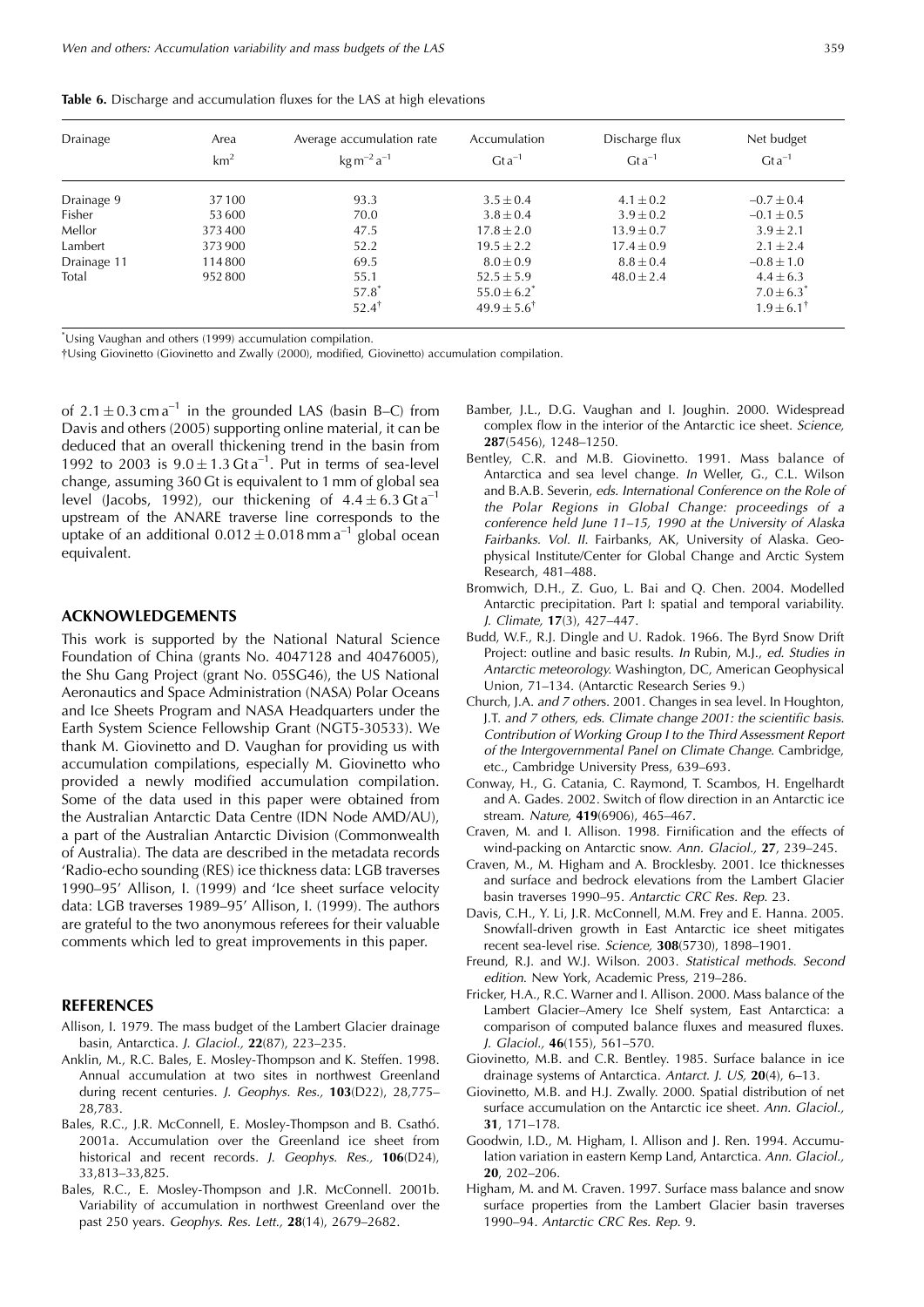**Table 6.** Discharge and accumulation fluxes for the LAS at high elevations

| Drainage | Area | Average accumulation rate | Accumulation | Discharge flux | Net budget |
|---|---|---|---|---|---|
| | $km^2$ | $kg\,m^{-2}\,a^{-1}$ | $Gt\,a^{-1}$ | $Gt\,a^{-1}$ | $Gt\,a^{-1}$ |
| Drainage 9 | 37 100 | 93.3 | $3.5 \pm 0.4$ | $4.1 \pm 0.2$ | $-0.7 \pm 0.4$ |
| Fisher | 53 600 | 70.0 | $3.8 \pm 0.4$ | $3.9 \pm 0.2$ | $-0.1 \pm 0.5$ |
| Mellor | 373 400 | 47.5 | $17.8 \pm 2.0$ | $13.9 \pm 0.7$ | $3.9 \pm 2.1$ |
| Lambert | 373 900 | 52.2 | $19.5 \pm 2.2$ | $17.4 \pm 0.9$ | $2.1 \pm 2.4$ |
| Drainage 11 | 114 800 | 69.5 | $8.0 \pm 0.9$ | $8.8 \pm 0.4$ | $-0.8 \pm 1.0$ |
| Total | 952 800 | 55.1 | $52.5 \pm 5.9$ | $48.0 \pm 2.4$ | $4.4 \pm 6.3$ |
| | | 57.8* | $55.0 \pm 6.2$* | | $7.0 \pm 6.3$* |
| | | 52.4† | $49.9 \pm 5.6$† | | $1.9 \pm 6.1$† |

*Using Vaughan and others (1999) accumulation compilation.

†Using Giovinetto (Giovinetto and Zwally (2000), modified, Giovinetto) accumulation compilation.

of $2.1 \pm 0.3\,cm\,a^{-1}$ in the grounded LAS (basin B–C) from Davis and others (2005) supporting online material, it can be deduced that an overall thickening trend in the basin from 1992 to 2003 is $9.0 \pm 1.3\,Gt\,a^{-1}$. Put in terms of sea-level change, assuming 360 Gt is equivalent to 1 mm of global sea level (Jacobs, 1992), our thickening of $4.4 \pm 6.3\,Gt\,a^{-1}$ upstream of the ANARE traverse line corresponds to the uptake of an additional $0.012 \pm 0.018\,mm\,a^{-1}$ global ocean equivalent.

## ACKNOWLEDGEMENTS

This work is supported by the National Natural Science Foundation of China (grants No. 4047128 and 40476005), the Shu Gang Project (grant No. 05SG46), the US National Aeronautics and Space Administration (NASA) Polar Oceans and Ice Sheets Program and NASA Headquarters under the Earth System Science Fellowship Grant (NGT5-30533). We thank M. Giovinetto and D. Vaughan for providing us with accumulation compilations, especially M. Giovinetto who provided a newly modified accumulation compilation. Some of the data used in this paper were obtained from the Australian Antarctic Data Centre (IDN Node AMD/AU), a part of the Australian Antarctic Division (Commonwealth of Australia). The data are described in the metadata records 'Radio-echo sounding (RES) ice thickness data: LGB traverses 1990–95' Allison, I. (1999) and 'Ice sheet surface velocity data: LGB traverses 1989–95' Allison, I. (1999). The authors are grateful to the two anonymous referees for their valuable comments which led to great improvements in this paper.

## REFERENCES

Allison, I. 1979. The mass budget of the Lambert Glacier drainage basin, Antarctica. *J. Glaciol.,* **22**(87), 223–235.

Anklin, M., R.C. Bales, E. Mosley-Thompson and K. Steffen. 1998. Annual accumulation at two sites in northwest Greenland during recent centuries. *J. Geophys. Res.,* **103**(D22), 28,775–28,783.

Bales, R.C., J.R. McConnell, E. Mosley-Thompson and B. Csathó. 2001a. Accumulation over the Greenland ice sheet from historical and recent records. *J. Geophys. Res.,* **106**(D24), 33,813–33,825.

Bales, R.C., E. Mosley-Thompson and J.R. McConnell. 2001b. Variability of accumulation in northwest Greenland over the past 250 years. *Geophys. Res. Lett.,* **28**(14), 2679–2682.

Bamber, J.L., D.G. Vaughan and I. Joughin. 2000. Widespread complex flow in the interior of the Antarctic ice sheet. *Science,* **287**(5456), 1248–1250.

Bentley, C.R. and M.B. Giovinetto. 1991. Mass balance of Antarctica and sea level change. *In* Weller, G., C.L. Wilson and B.A.B. Severin, *eds. International Conference on the Role of the Polar Regions in Global Change: proceedings of a conference held June 11–15, 1990 at the University of Alaska Fairbanks. Vol. II.* Fairbanks, AK, University of Alaska. Geophysical Institute/Center for Global Change and Arctic System Research, 481–488.

Bromwich, D.H., Z. Guo, L. Bai and Q. Chen. 2004. Modelled Antarctic precipitation. Part I: spatial and temporal variability. *J. Climate,* **17**(3), 427–447.

Budd, W.F., R.J. Dingle and U. Radok. 1966. The Byrd Snow Drift Project: outline and basic results. *In* Rubin, M.J., *ed. Studies in Antarctic meteorology.* Washington, DC, American Geophysical Union, 71–134. (Antarctic Research Series 9.)

Church, J.A. *and 7 other*s. 2001. Changes in sea level. In Houghton, J.T. *and 7 others, eds. Climate change 2001: the scientific basis. Contribution of Working Group I to the Third Assessment Report of the Intergovernmental Panel on Climate Change.* Cambridge, etc., Cambridge University Press, 639–693.

Conway, H., G. Catania, C. Raymond, T. Scambos, H. Engelhardt and A. Gades. 2002. Switch of flow direction in an Antarctic ice stream. *Nature,* **419**(6906), 465–467.

Craven, M. and I. Allison. 1998. Firnification and the effects of wind-packing on Antarctic snow. *Ann. Glaciol.,* **27**, 239–245.

Craven, M., M. Higham and A. Brocklesby. 2001. Ice thicknesses and surface and bedrock elevations from the Lambert Glacier basin traverses 1990–95. *Antarctic CRC Res. Rep.* 23.

Davis, C.H., Y. Li, J.R. McConnell, M.M. Frey and E. Hanna. 2005. Snowfall-driven growth in East Antarctic ice sheet mitigates recent sea-level rise. *Science,* **308**(5730), 1898–1901.

Freund, R.J. and W.J. Wilson. 2003. *Statistical methods. Second edition.* New York, Academic Press, 219–286.

Fricker, H.A., R.C. Warner and I. Allison. 2000. Mass balance of the Lambert Glacier–Amery Ice Shelf system, East Antarctica: a comparison of computed balance fluxes and measured fluxes. *J. Glaciol.,* **46**(155), 561–570.

Giovinetto, M.B. and C.R. Bentley. 1985. Surface balance in ice drainage systems of Antarctica. *Antarct. J. US,* **20**(4), 6–13.

Giovinetto, M.B. and H.J. Zwally. 2000. Spatial distribution of net surface accumulation on the Antarctic ice sheet. *Ann. Glaciol.,* **31**, 171–178.

Goodwin, I.D., M. Higham, I. Allison and J. Ren. 1994. Accumulation variation in eastern Kemp Land, Antarctica. *Ann. Glaciol.,* **20**, 202–206.

Higham, M. and M. Craven. 1997. Surface mass balance and snow surface properties from the Lambert Glacier basin traverses 1990–94. *Antarctic CRC Res. Rep.* 9.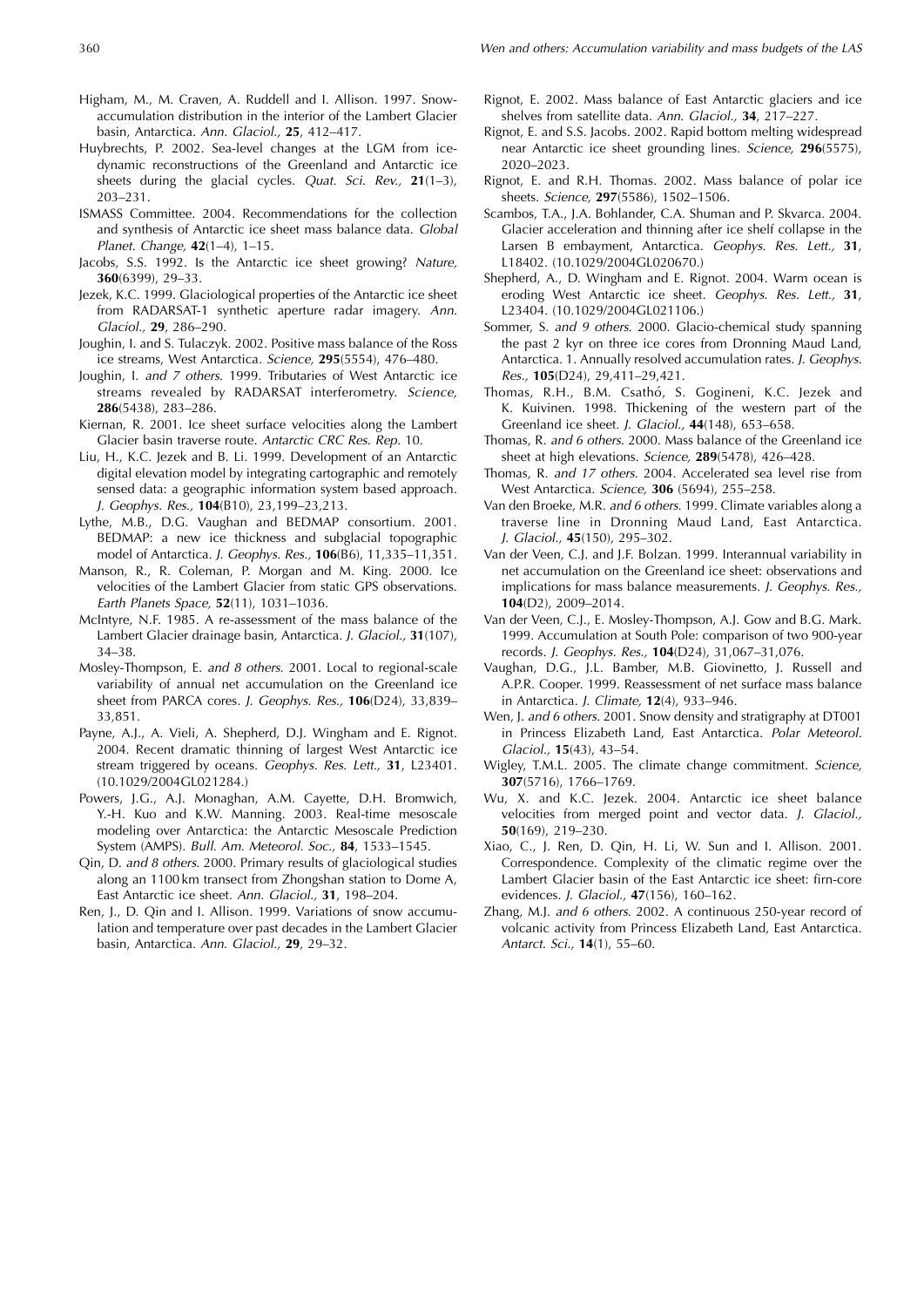Higham, M., M. Craven, A. Ruddell and I. Allison. 1997. Snow-accumulation distribution in the interior of the Lambert Glacier basin, Antarctica. *Ann. Glaciol.,* **25**, 412–417.

Huybrechts, P. 2002. Sea-level changes at the LGM from ice-dynamic reconstructions of the Greenland and Antarctic ice sheets during the glacial cycles. *Quat. Sci. Rev.,* **21**(1–3), 203–231.

ISMASS Committee. 2004. Recommendations for the collection and synthesis of Antarctic ice sheet mass balance data. *Global Planet. Change,* **42**(1–4), 1–15.

Jacobs, S.S. 1992. Is the Antarctic ice sheet growing? *Nature,* **360**(6399), 29–33.

Jezek, K.C. 1999. Glaciological properties of the Antarctic ice sheet from RADARSAT-1 synthetic aperture radar imagery. *Ann. Glaciol.,* **29**, 286–290.

Joughin, I. and S. Tulaczyk. 2002. Positive mass balance of the Ross ice streams, West Antarctica. *Science,* **295**(5554), 476–480.

Joughin, I. *and 7 others*. 1999. Tributaries of West Antarctic ice streams revealed by RADARSAT interferometry. *Science,* **286**(5438), 283–286.

Kiernan, R. 2001. Ice sheet surface velocities along the Lambert Glacier basin traverse route. *Antarctic CRC Res. Rep.* 10.

Liu, H., K.C. Jezek and B. Li. 1999. Development of an Antarctic digital elevation model by integrating cartographic and remotely sensed data: a geographic information system based approach. *J. Geophys. Res.,* **104**(B10), 23,199–23,213.

Lythe, M.B., D.G. Vaughan and BEDMAP consortium. 2001. BEDMAP: a new ice thickness and subglacial topographic model of Antarctica. *J. Geophys. Res.,* **106**(B6), 11,335–11,351.

Manson, R., R. Coleman, P. Morgan and M. King. 2000. Ice velocities of the Lambert Glacier from static GPS observations. *Earth Planets Space,* **52**(11), 1031–1036.

McIntyre, N.F. 1985. A re-assessment of the mass balance of the Lambert Glacier drainage basin, Antarctica. *J. Glaciol.,* **31**(107), 34–38.

Mosley-Thompson, E. *and 8 others*. 2001. Local to regional-scale variability of annual net accumulation on the Greenland ice sheet from PARCA cores. *J. Geophys. Res.,* **106**(D24), 33,839–33,851.

Payne, A.J., A. Vieli, A. Shepherd, D.J. Wingham and E. Rignot. 2004. Recent dramatic thinning of largest West Antarctic ice stream triggered by oceans. *Geophys. Res. Lett.,* **31**, L23401. (10.1029/2004GL021284.)

Powers, J.G., A.J. Monaghan, A.M. Cayette, D.H. Bromwich, Y.-H. Kuo and K.W. Manning. 2003. Real-time mesoscale modeling over Antarctica: the Antarctic Mesoscale Prediction System (AMPS). *Bull. Am. Meteorol. Soc.,* **84**, 1533–1545.

Qin, D. *and 8 others*. 2000. Primary results of glaciological studies along an 1100 km transect from Zhongshan station to Dome A, East Antarctic ice sheet. *Ann. Glaciol.,* **31**, 198–204.

Ren, J., D. Qin and I. Allison. 1999. Variations of snow accumulation and temperature over past decades in the Lambert Glacier basin, Antarctica. *Ann. Glaciol.,* **29**, 29–32.

Rignot, E. 2002. Mass balance of East Antarctic glaciers and ice shelves from satellite data. *Ann. Glaciol.,* **34**, 217–227.

Rignot, E. and S.S. Jacobs. 2002. Rapid bottom melting widespread near Antarctic ice sheet grounding lines. *Science,* **296**(5575), 2020–2023.

Rignot, E. and R.H. Thomas. 2002. Mass balance of polar ice sheets. *Science,* **297**(5586), 1502–1506.

Scambos, T.A., J.A. Bohlander, C.A. Shuman and P. Skvarca. 2004. Glacier acceleration and thinning after ice shelf collapse in the Larsen B embayment, Antarctica. *Geophys. Res. Lett.,* **31**, L18402. (10.1029/2004GL020670.)

Shepherd, A., D. Wingham and E. Rignot. 2004. Warm ocean is eroding West Antarctic ice sheet. *Geophys. Res. Lett.,* **31**, L23404. (10.1029/2004GL021106.)

Sommer, S. *and 9 others*. 2000. Glacio-chemical study spanning the past 2 kyr on three ice cores from Dronning Maud Land, Antarctica. 1. Annually resolved accumulation rates. *J. Geophys. Res.,* **105**(D24), 29,411–29,421.

Thomas, R.H., B.M. Csathó, S. Gogineni, K.C. Jezek and K. Kuivinen. 1998. Thickening of the western part of the Greenland ice sheet. *J. Glaciol.,* **44**(148), 653–658.

Thomas, R. *and 6 others*. 2000. Mass balance of the Greenland ice sheet at high elevations. *Science,* **289**(5478), 426–428.

Thomas, R. *and 17 others*. 2004. Accelerated sea level rise from West Antarctica. *Science,* **306** (5694), 255–258.

Van den Broeke, M.R. *and 6 others*. 1999. Climate variables along a traverse line in Dronning Maud Land, East Antarctica. *J. Glaciol.,* **45**(150), 295–302.

Van der Veen, C.J. and J.F. Bolzan. 1999. Interannual variability in net accumulation on the Greenland ice sheet: observations and implications for mass balance measurements. *J. Geophys. Res.,* **104**(D2), 2009–2014.

Van der Veen, C.J., E. Mosley-Thompson, A.J. Gow and B.G. Mark. 1999. Accumulation at South Pole: comparison of two 900-year records. *J. Geophys. Res.,* **104**(D24), 31,067–31,076.

Vaughan, D.G., J.L. Bamber, M.B. Giovinetto, J. Russell and A.P.R. Cooper. 1999. Reassessment of net surface mass balance in Antarctica. *J. Climate,* **12**(4), 933–946.

Wen, J. *and 6 others*. 2001. Snow density and stratigraphy at DT001 in Princess Elizabeth Land, East Antarctica. *Polar Meteorol. Glaciol.,* **15**(43), 43–54.

Wigley, T.M.L. 2005. The climate change commitment. *Science,* **307**(5716), 1766–1769.

Wu, X. and K.C. Jezek. 2004. Antarctic ice sheet balance velocities from merged point and vector data. *J. Glaciol.,* **50**(169), 219–230.

Xiao, C., J. Ren, D. Qin, H. Li, W. Sun and I. Allison. 2001. Correspondence. Complexity of the climatic regime over the Lambert Glacier basin of the East Antarctic ice sheet: firn-core evidences. *J. Glaciol.,* **47**(156), 160–162.

Zhang, M.J. *and 6 others*. 2002. A continuous 250-year record of volcanic activity from Princess Elizabeth Land, East Antarctica. *Antarct. Sci.,* **14**(1), 55–60.